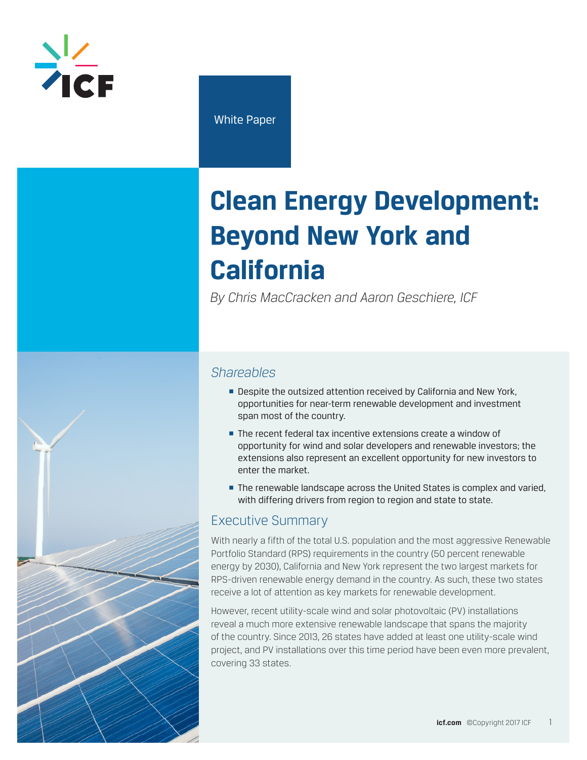White Paper

# Clean Energy Development: Beyond New York and California

*By Chris MacCracken and Aaron Geschiere, ICF*

## *Shareables*

- Despite the outsized attention received by California and New York, opportunities for near-term renewable development and investment span most of the country.
- The recent federal tax incentive extensions create a window of opportunity for wind and solar developers and renewable investors; the extensions also represent an excellent opportunity for new investors to enter the market.
- The renewable landscape across the United States is complex and varied, with differing drivers from region to region and state to state.

## Executive Summary

With nearly a fifth of the total U.S. population and the most aggressive Renewable Portfolio Standard (RPS) requirements in the country (50 percent renewable energy by 2030), California and New York represent the two largest markets for RPS-driven renewable energy demand in the country. As such, these two states receive a lot of attention as key markets for renewable development.

However, recent utility-scale wind and solar photovoltaic (PV) installations reveal a much more extensive renewable landscape that spans the majority of the country. Since 2013, 26 states have added at least one utility-scale wind project, and PV installations over this time period have been even more prevalent, covering 33 states.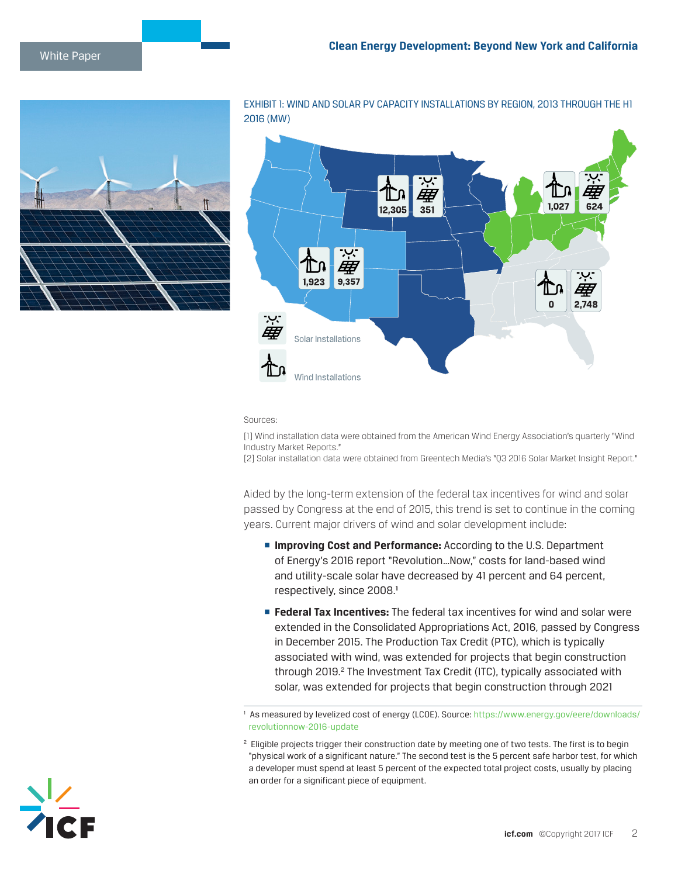EXHIBIT 1: WIND AND SOLAR PV CAPACITY INSTALLATIONS BY REGION, 2013 THROUGH THE H1 2016 (MW)

| Region | Wind Installations | Solar Installations |
| --- | --- | --- |
| West | 1,923 | 9,357 |
| Central | 12,305 | 351 |
| Northeast/Midwest | 1,027 | 624 |
| Southeast | 0 | 2,748 |

Sources:

[1] Wind installation data were obtained from the American Wind Energy Association's quarterly "Wind Industry Market Reports."
[2] Solar installation data were obtained from Greentech Media's "Q3 2016 Solar Market Insight Report."

Aided by the long-term extension of the federal tax incentives for wind and solar passed by Congress at the end of 2015, this trend is set to continue in the coming years. Current major drivers of wind and solar development include:

- **Improving Cost and Performance:** According to the U.S. Department of Energy's 2016 report "Revolution…Now," costs for land-based wind and utility-scale solar have decreased by 41 percent and 64 percent, respectively, since 2008.[1]
- **Federal Tax Incentives:** The federal tax incentives for wind and solar were extended in the Consolidated Appropriations Act, 2016, passed by Congress in December 2015. The Production Tax Credit (PTC), which is typically associated with wind, was extended for projects that begin construction through 2019.[2] The Investment Tax Credit (ITC), typically associated with solar, was extended for projects that begin construction through 2021

[1] As measured by levelized cost of energy (LCOE). Source: https://www.energy.gov/eere/downloads/revolutionnow-2016-update

[2] Eligible projects trigger their construction date by meeting one of two tests. The first is to begin "physical work of a significant nature." The second test is the 5 percent safe harbor test, for which a developer must spend at least 5 percent of the expected total project costs, usually by placing an order for a significant piece of equipment.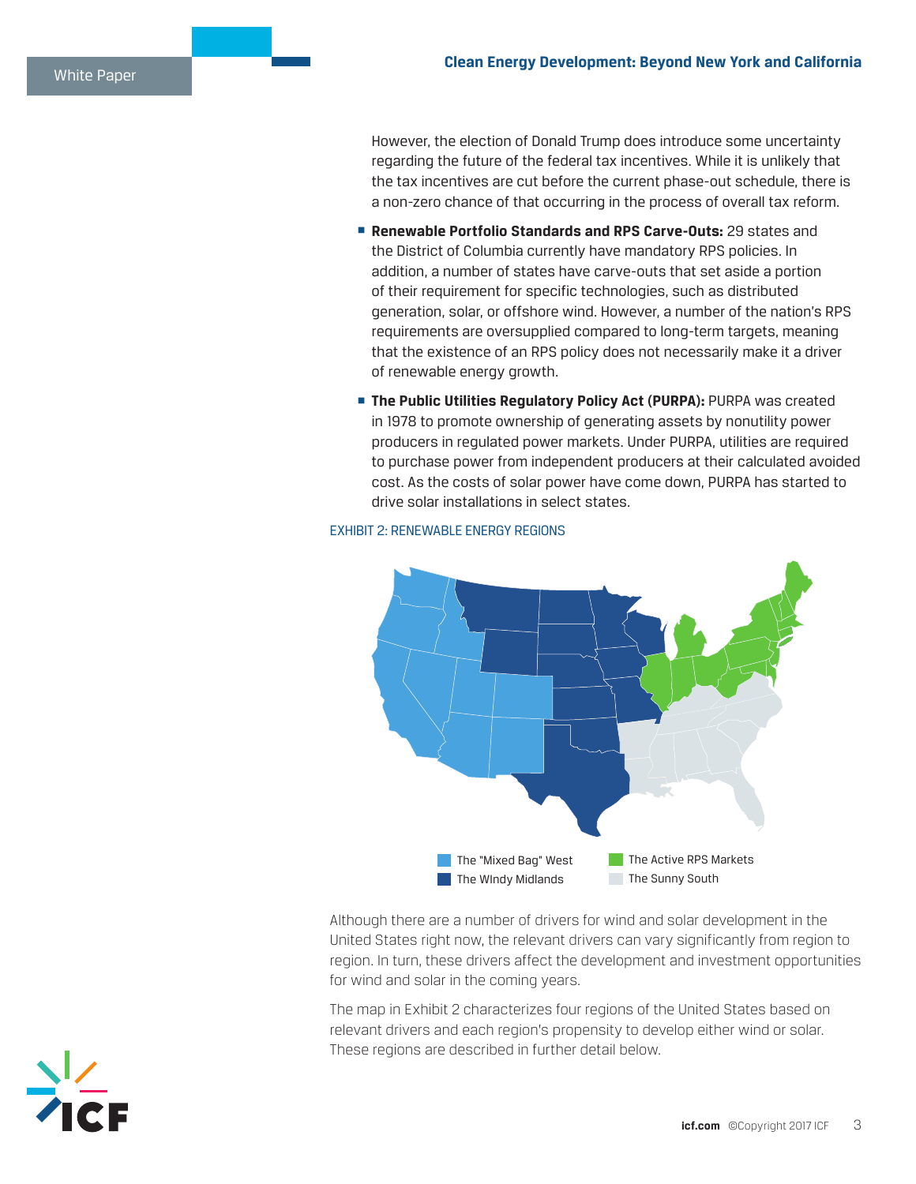However, the election of Donald Trump does introduce some uncertainty regarding the future of the federal tax incentives. While it is unlikely that the tax incentives are cut before the current phase-out schedule, there is a non-zero chance of that occurring in the process of overall tax reform.

- **Renewable Portfolio Standards and RPS Carve-Outs:** 29 states and the District of Columbia currently have mandatory RPS policies. In addition, a number of states have carve-outs that set aside a portion of their requirement for specific technologies, such as distributed generation, solar, or offshore wind. However, a number of the nation's RPS requirements are oversupplied compared to long-term targets, meaning that the existence of an RPS policy does not necessarily make it a driver of renewable energy growth.

- **The Public Utilities Regulatory Policy Act (PURPA):** PURPA was created in 1978 to promote ownership of generating assets by nonutility power producers in regulated power markets. Under PURPA, utilities are required to purchase power from independent producers at their calculated avoided cost. As the costs of solar power have come down, PURPA has started to drive solar installations in select states.

EXHIBIT 2: RENEWABLE ENERGY REGIONS

The "Mixed Bag" West | The WIndy Midlands | The Active RPS Markets | The Sunny South

Although there are a number of drivers for wind and solar development in the United States right now, the relevant drivers can vary significantly from region to region. In turn, these drivers affect the development and investment opportunities for wind and solar in the coming years.

The map in Exhibit 2 characterizes four regions of the United States based on relevant drivers and each region's propensity to develop either wind or solar. These regions are described in further detail below.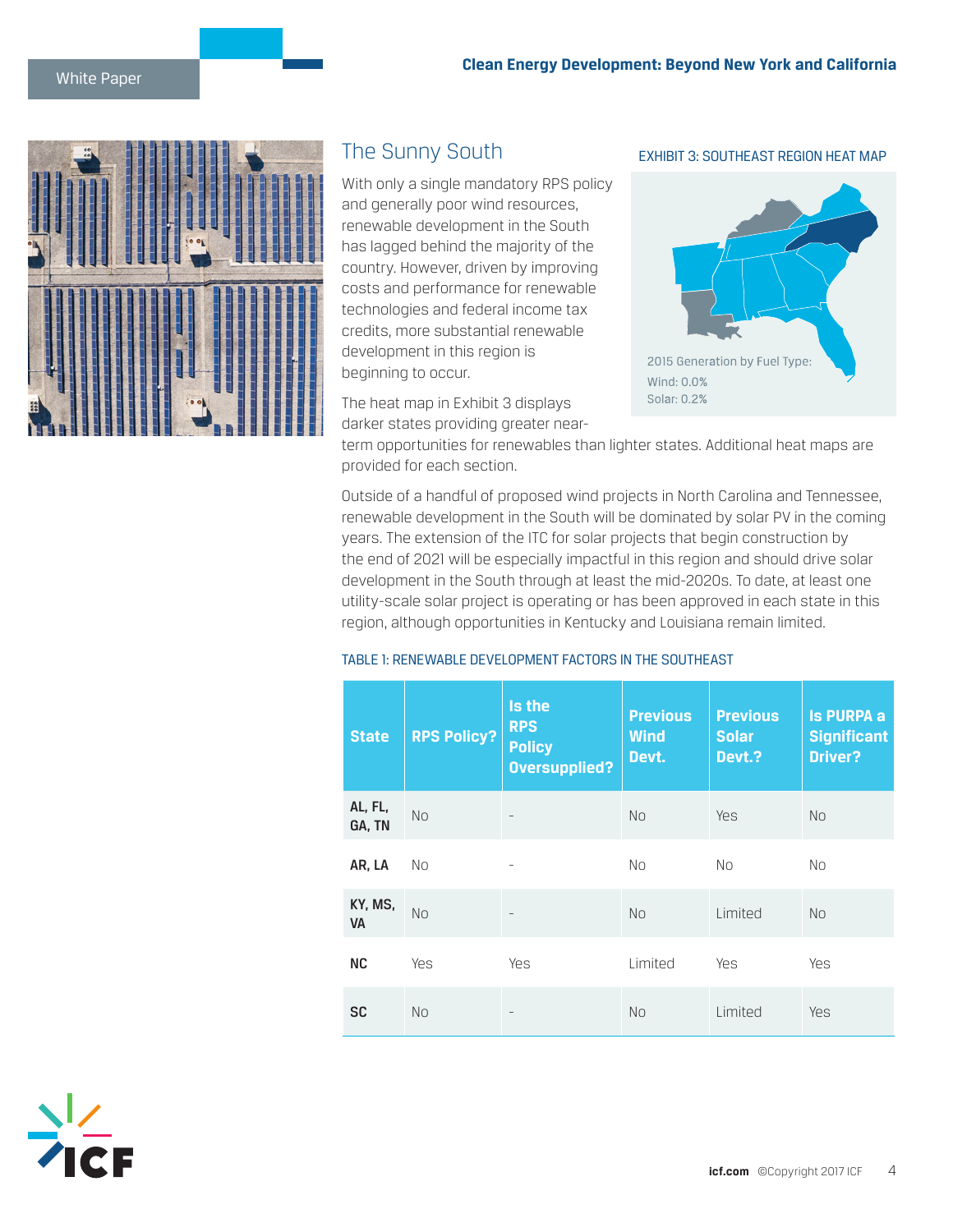## The Sunny South

With only a single mandatory RPS policy and generally poor wind resources, renewable development in the South has lagged behind the majority of the country. However, driven by improving costs and performance for renewable technologies and federal income tax credits, more substantial renewable development in this region is beginning to occur.

EXHIBIT 3: SOUTHEAST REGION HEAT MAP

2015 Generation by Fuel Type:
Wind: 0.0%
Solar: 0.2%

The heat map in Exhibit 3 displays darker states providing greater near-term opportunities for renewables than lighter states. Additional heat maps are provided for each section.

Outside of a handful of proposed wind projects in North Carolina and Tennessee, renewable development in the South will be dominated by solar PV in the coming years. The extension of the ITC for solar projects that begin construction by the end of 2021 will be especially impactful in this region and should drive solar development in the South through at least the mid-2020s. To date, at least one utility-scale solar project is operating or has been approved in each state in this region, although opportunities in Kentucky and Louisiana remain limited.

TABLE 1: RENEWABLE DEVELOPMENT FACTORS IN THE SOUTHEAST

| State | RPS Policy? | Is the RPS Policy Oversupplied? | Previous Wind Devt. | Previous Solar Devt.? | Is PURPA a Significant Driver? |
|---|---|---|---|---|---|
| AL, FL, GA, TN | No | - | No | Yes | No |
| AR, LA | No | - | No | No | No |
| KY, MS, VA | No | - | No | Limited | No |
| NC | Yes | Yes | Limited | Yes | Yes |
| SC | No | - | No | Limited | Yes |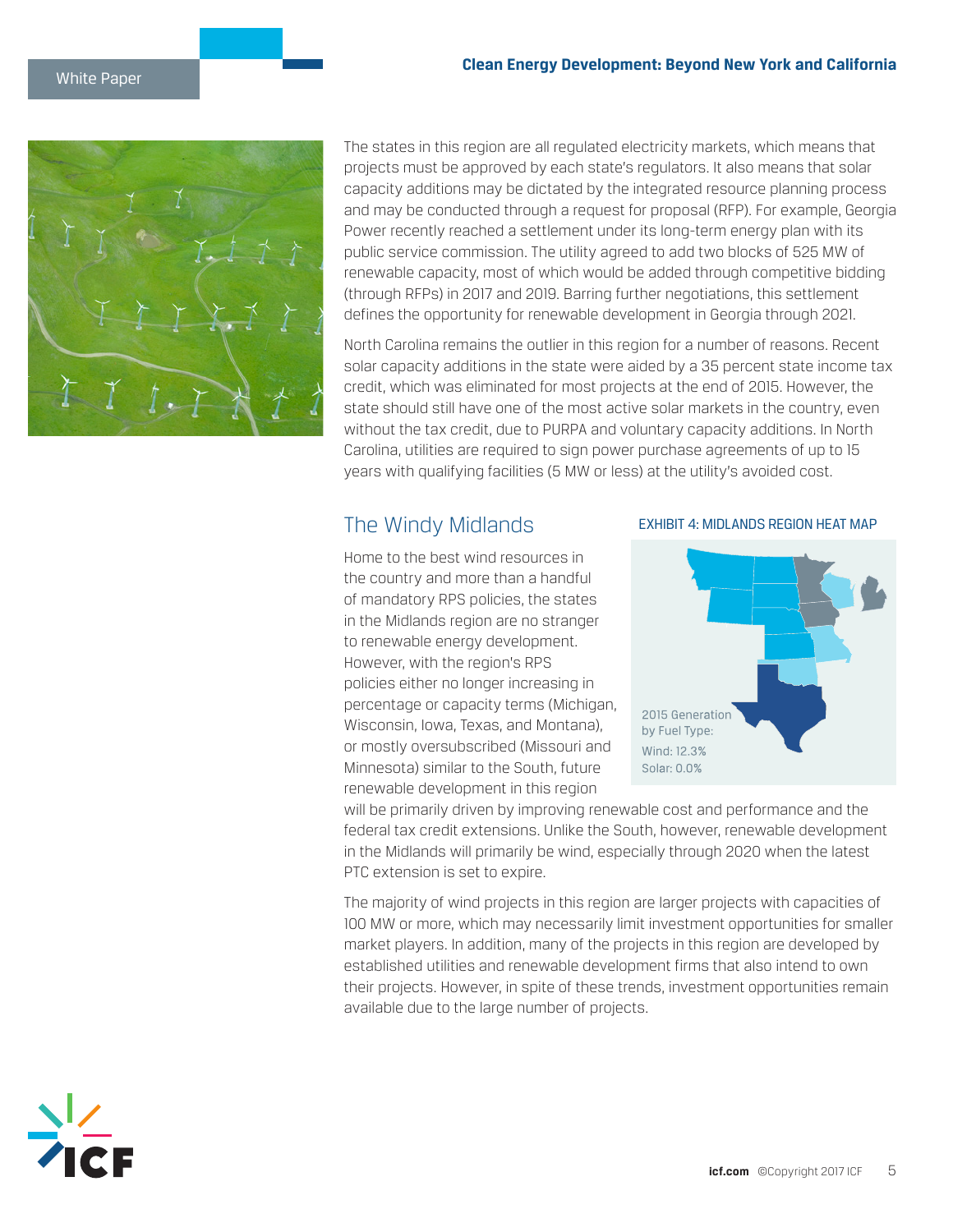The states in this region are all regulated electricity markets, which means that projects must be approved by each state's regulators. It also means that solar capacity additions may be dictated by the integrated resource planning process and may be conducted through a request for proposal (RFP). For example, Georgia Power recently reached a settlement under its long-term energy plan with its public service commission. The utility agreed to add two blocks of 525 MW of renewable capacity, most of which would be added through competitive bidding (through RFPs) in 2017 and 2019. Barring further negotiations, this settlement defines the opportunity for renewable development in Georgia through 2021.

North Carolina remains the outlier in this region for a number of reasons. Recent solar capacity additions in the state were aided by a 35 percent state income tax credit, which was eliminated for most projects at the end of 2015. However, the state should still have one of the most active solar markets in the country, even without the tax credit, due to PURPA and voluntary capacity additions. In North Carolina, utilities are required to sign power purchase agreements of up to 15 years with qualifying facilities (5 MW or less) at the utility's avoided cost.

## The Windy Midlands

Home to the best wind resources in the country and more than a handful of mandatory RPS policies, the states in the Midlands region are no stranger to renewable energy development. However, with the region's RPS policies either no longer increasing in percentage or capacity terms (Michigan, Wisconsin, Iowa, Texas, and Montana), or mostly oversubscribed (Missouri and Minnesota) similar to the South, future renewable development in this region will be primarily driven by improving renewable cost and performance and the federal tax credit extensions. Unlike the South, however, renewable development in the Midlands will primarily be wind, especially through 2020 when the latest PTC extension is set to expire.

EXHIBIT 4: MIDLANDS REGION HEAT MAP

2015 Generation by Fuel Type:
Wind: 12.3%
Solar: 0.0%

The majority of wind projects in this region are larger projects with capacities of 100 MW or more, which may necessarily limit investment opportunities for smaller market players. In addition, many of the projects in this region are developed by established utilities and renewable development firms that also intend to own their projects. However, in spite of these trends, investment opportunities remain available due to the large number of projects.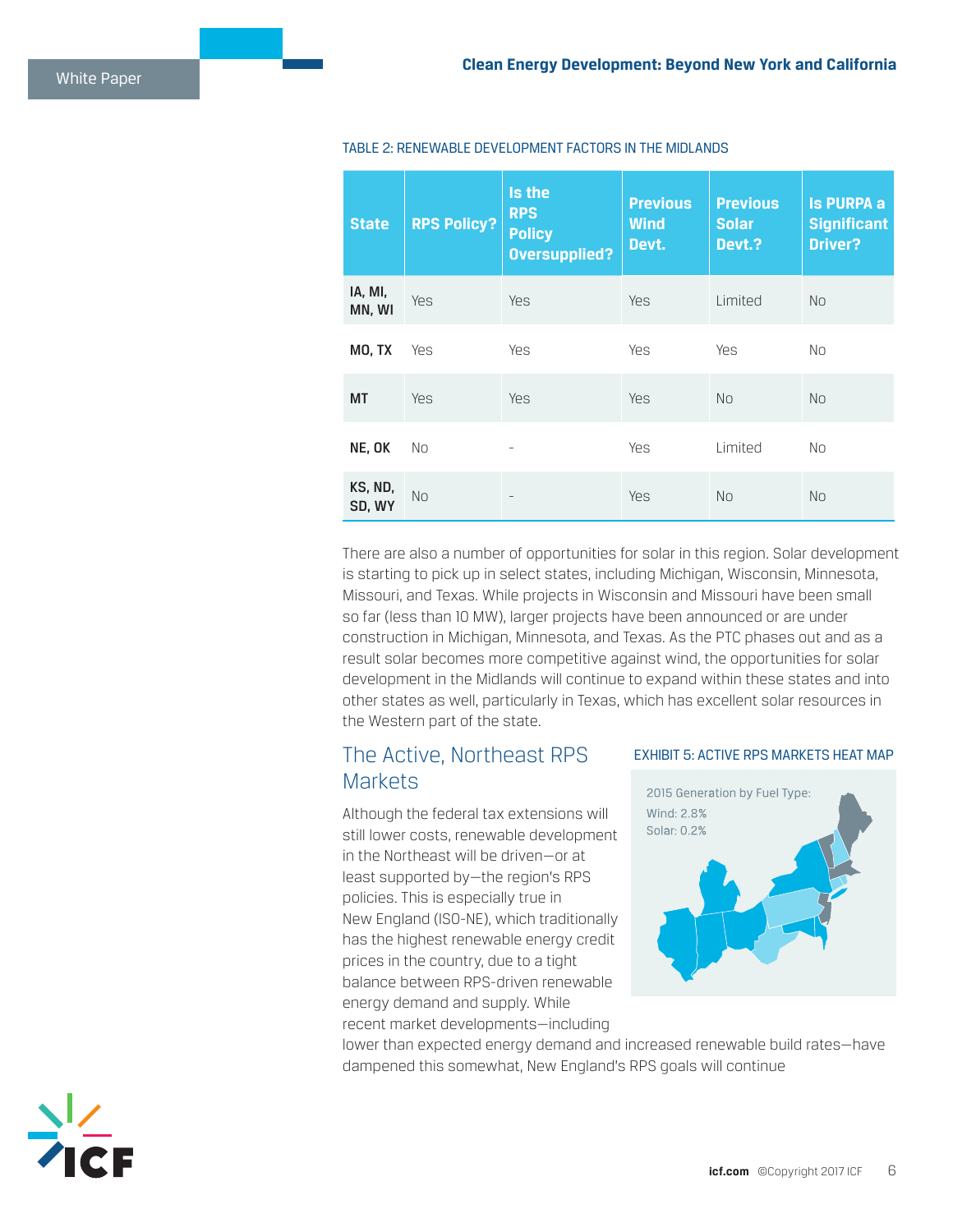TABLE 2: RENEWABLE DEVELOPMENT FACTORS IN THE MIDLANDS

| State | RPS Policy? | Is the RPS Policy Oversupplied? | Previous Wind Devt. | Previous Solar Devt.? | Is PURPA a Significant Driver? |
|---|---|---|---|---|---|
| **IA, MI, MN, WI** | Yes | Yes | Yes | Limited | No |
| **MO, TX** | Yes | Yes | Yes | Yes | No |
| **MT** | Yes | Yes | Yes | No | No |
| **NE, OK** | No | - | Yes | Limited | No |
| **KS, ND, SD, WY** | No | - | Yes | No | No |

There are also a number of opportunities for solar in this region. Solar development is starting to pick up in select states, including Michigan, Wisconsin, Minnesota, Missouri, and Texas. While projects in Wisconsin and Missouri have been small so far (less than 10 MW), larger projects have been announced or are under construction in Michigan, Minnesota, and Texas. As the PTC phases out and as a result solar becomes more competitive against wind, the opportunities for solar development in the Midlands will continue to expand within these states and into other states as well, particularly in Texas, which has excellent solar resources in the Western part of the state.

## The Active, Northeast RPS Markets

Although the federal tax extensions will still lower costs, renewable development in the Northeast will be driven—or at least supported by—the region's RPS policies. This is especially true in New England (ISO-NE), which traditionally has the highest renewable energy credit prices in the country, due to a tight balance between RPS-driven renewable energy demand and supply. While recent market developments—including lower than expected energy demand and increased renewable build rates—have dampened this somewhat, New England's RPS goals will continue

EXHIBIT 5: ACTIVE RPS MARKETS HEAT MAP

2015 Generation by Fuel Type:
Wind: 2.8%
Solar: 0.2%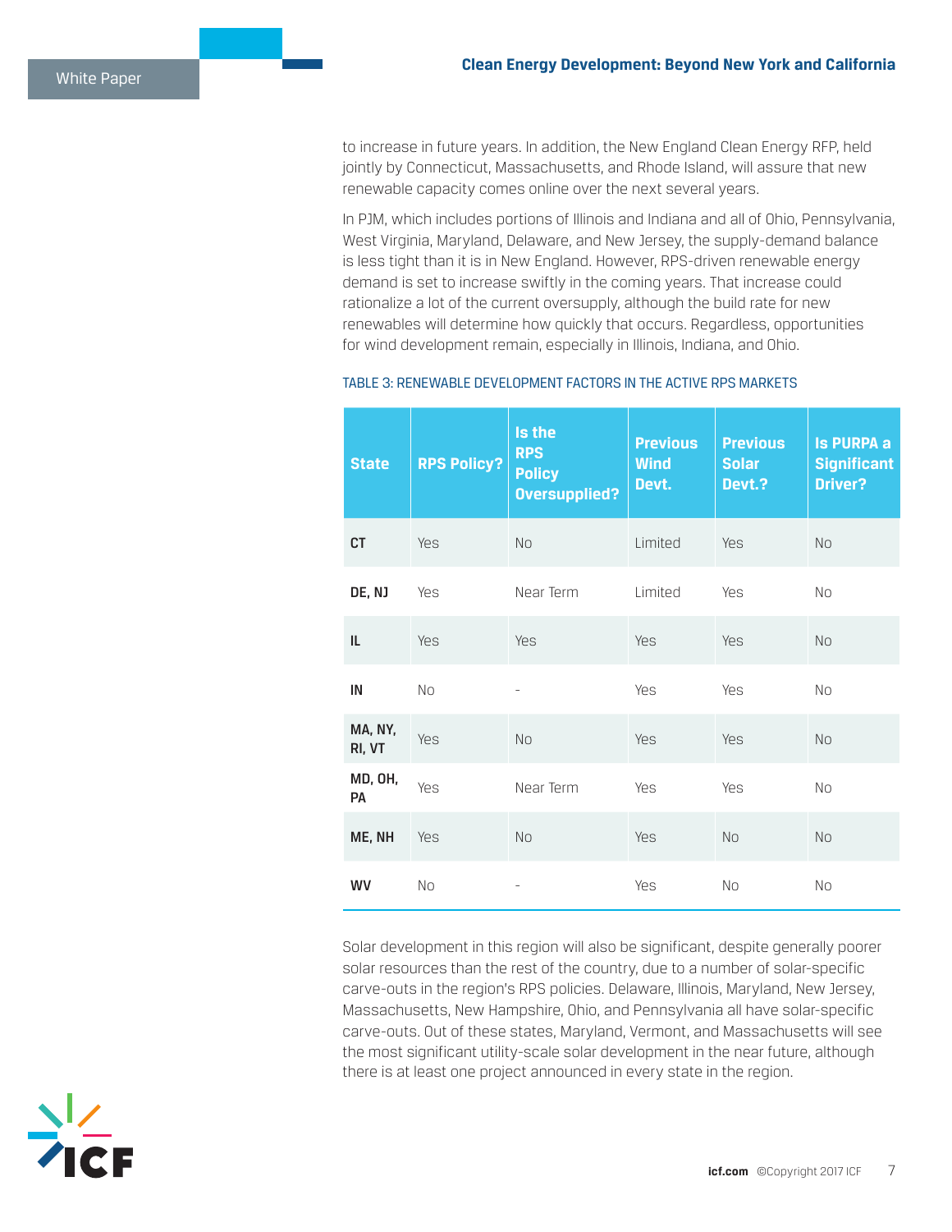to increase in future years. In addition, the New England Clean Energy RFP, held jointly by Connecticut, Massachusetts, and Rhode Island, will assure that new renewable capacity comes online over the next several years.

In PJM, which includes portions of Illinois and Indiana and all of Ohio, Pennsylvania, West Virginia, Maryland, Delaware, and New Jersey, the supply-demand balance is less tight than it is in New England. However, RPS-driven renewable energy demand is set to increase swiftly in the coming years. That increase could rationalize a lot of the current oversupply, although the build rate for new renewables will determine how quickly that occurs. Regardless, opportunities for wind development remain, especially in Illinois, Indiana, and Ohio.

TABLE 3: RENEWABLE DEVELOPMENT FACTORS IN THE ACTIVE RPS MARKETS

| State | RPS Policy? | Is the RPS Policy Oversupplied? | Previous Wind Devt. | Previous Solar Devt.? | Is PURPA a Significant Driver? |
|---|---|---|---|---|---|
| **CT** | Yes | No | Limited | Yes | No |
| **DE, NJ** | Yes | Near Term | Limited | Yes | No |
| **IL** | Yes | Yes | Yes | Yes | No |
| **IN** | No | - | Yes | Yes | No |
| **MA, NY, RI, VT** | Yes | No | Yes | Yes | No |
| **MD, OH, PA** | Yes | Near Term | Yes | Yes | No |
| **ME, NH** | Yes | No | Yes | No | No |
| **WV** | No | - | Yes | No | No |

Solar development in this region will also be significant, despite generally poorer solar resources than the rest of the country, due to a number of solar-specific carve-outs in the region's RPS policies. Delaware, Illinois, Maryland, New Jersey, Massachusetts, New Hampshire, Ohio, and Pennsylvania all have solar-specific carve-outs. Out of these states, Maryland, Vermont, and Massachusetts will see the most significant utility-scale solar development in the near future, although there is at least one project announced in every state in the region.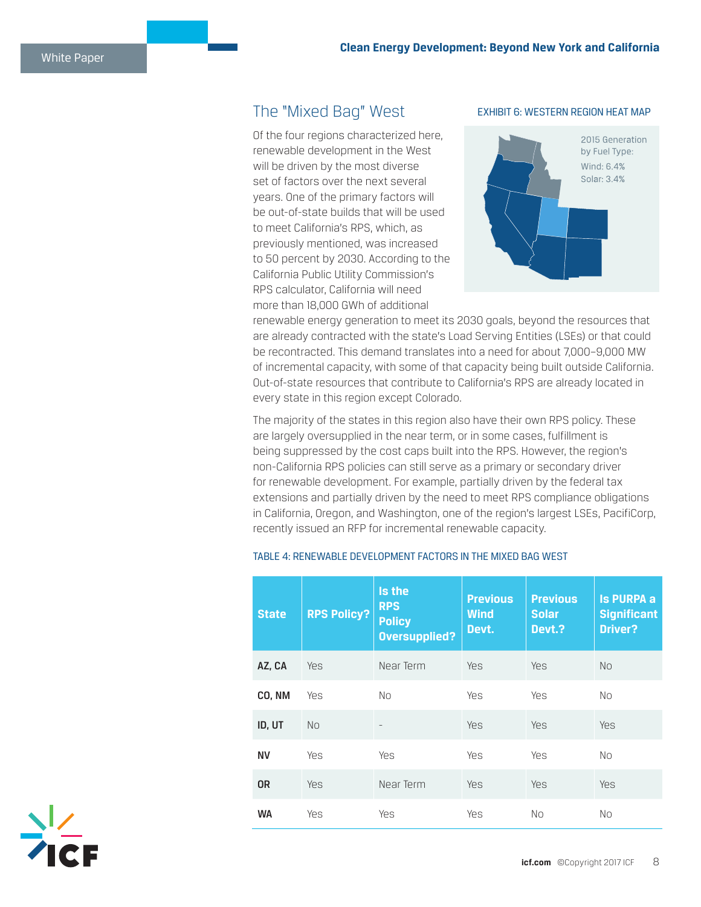## The "Mixed Bag" West

EXHIBIT 6: WESTERN REGION HEAT MAP

2015 Generation by Fuel Type:
Wind: 6.4%
Solar: 3.4%

Of the four regions characterized here, renewable development in the West will be driven by the most diverse set of factors over the next several years. One of the primary factors will be out-of-state builds that will be used to meet California's RPS, which, as previously mentioned, was increased to 50 percent by 2030. According to the California Public Utility Commission's RPS calculator, California will need more than 18,000 GWh of additional renewable energy generation to meet its 2030 goals, beyond the resources that are already contracted with the state's Load Serving Entities (LSEs) or that could be recontracted. This demand translates into a need for about 7,000–9,000 MW of incremental capacity, with some of that capacity being built outside California. Out-of-state resources that contribute to California's RPS are already located in every state in this region except Colorado.

The majority of the states in this region also have their own RPS policy. These are largely oversupplied in the near term, or in some cases, fulfillment is being suppressed by the cost caps built into the RPS. However, the region's non-California RPS policies can still serve as a primary or secondary driver for renewable development. For example, partially driven by the federal tax extensions and partially driven by the need to meet RPS compliance obligations in California, Oregon, and Washington, one of the region's largest LSEs, PacifiCorp, recently issued an RFP for incremental renewable capacity.

TABLE 4: RENEWABLE DEVELOPMENT FACTORS IN THE MIXED BAG WEST

| State | RPS Policy? | Is the RPS Policy Oversupplied? | Previous Wind Devt. | Previous Solar Devt.? | Is PURPA a Significant Driver? |
|---|---|---|---|---|---|
| AZ, CA | Yes | Near Term | Yes | Yes | No |
| CO, NM | Yes | No | Yes | Yes | No |
| ID, UT | No | - | Yes | Yes | Yes |
| NV | Yes | Yes | Yes | Yes | No |
| OR | Yes | Near Term | Yes | Yes | Yes |
| WA | Yes | Yes | Yes | No | No |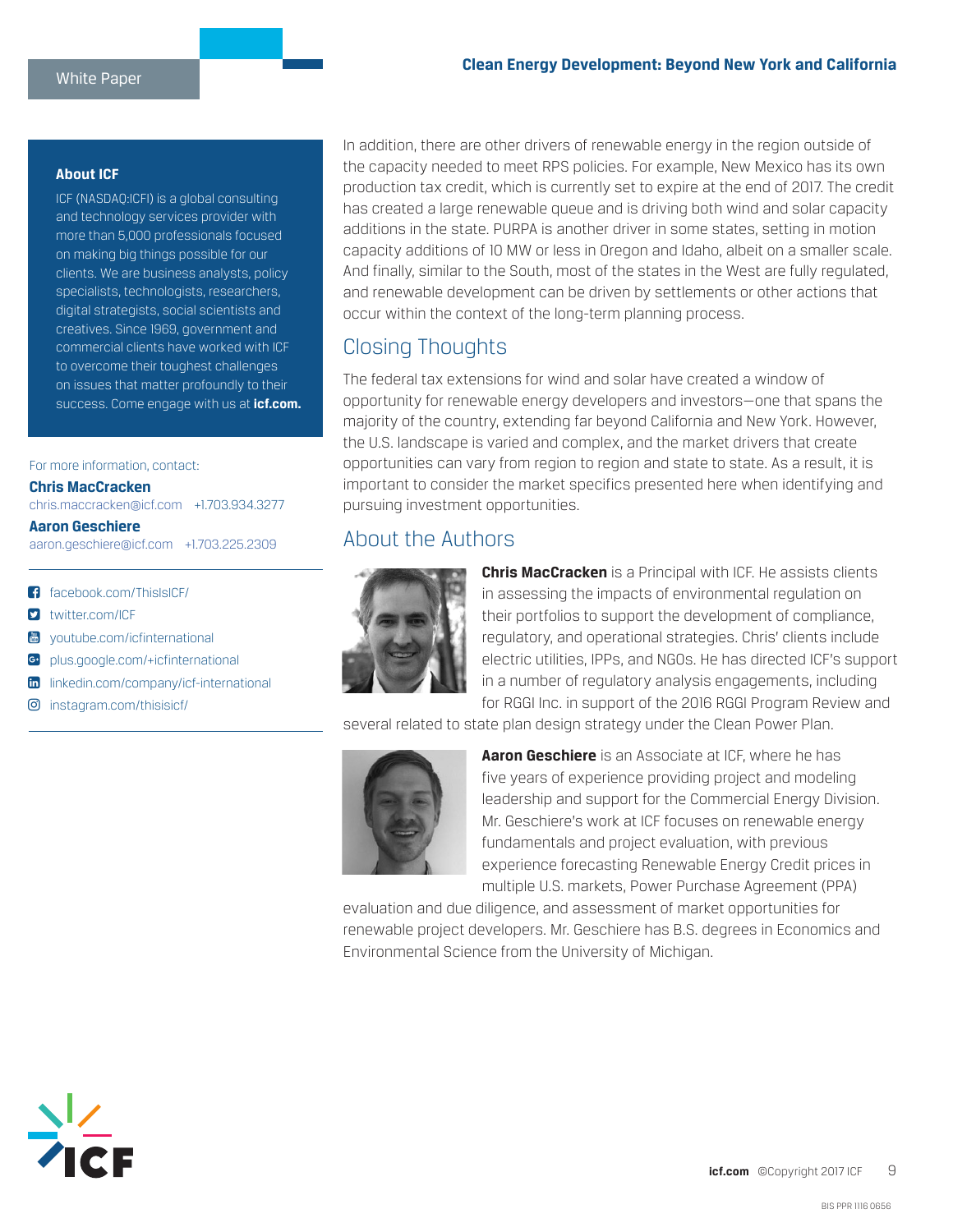In addition, there are other drivers of renewable energy in the region outside of the capacity needed to meet RPS policies. For example, New Mexico has its own production tax credit, which is currently set to expire at the end of 2017. The credit has created a large renewable queue and is driving both wind and solar capacity additions in the state. PURPA is another driver in some states, setting in motion capacity additions of 10 MW or less in Oregon and Idaho, albeit on a smaller scale. And finally, similar to the South, most of the states in the West are fully regulated, and renewable development can be driven by settlements or other actions that occur within the context of the long-term planning process.

## Closing Thoughts

The federal tax extensions for wind and solar have created a window of opportunity for renewable energy developers and investors—one that spans the majority of the country, extending far beyond California and New York. However, the U.S. landscape is varied and complex, and the market drivers that create opportunities can vary from region to region and state to state. As a result, it is important to consider the market specifics presented here when identifying and pursuing investment opportunities.

## About the Authors

**Chris MacCracken** is a Principal with ICF. He assists clients in assessing the impacts of environmental regulation on their portfolios to support the development of compliance, regulatory, and operational strategies. Chris' clients include electric utilities, IPPs, and NGOs. He has directed ICF's support in a number of regulatory analysis engagements, including for RGGI Inc. in support of the 2016 RGGI Program Review and several related to state plan design strategy under the Clean Power Plan.

**Aaron Geschiere** is an Associate at ICF, where he has five years of experience providing project and modeling leadership and support for the Commercial Energy Division. Mr. Geschiere's work at ICF focuses on renewable energy fundamentals and project evaluation, with previous experience forecasting Renewable Energy Credit prices in multiple U.S. markets, Power Purchase Agreement (PPA) evaluation and due diligence, and assessment of market opportunities for renewable project developers. Mr. Geschiere has B.S. degrees in Economics and Environmental Science from the University of Michigan.

### About ICF

ICF (NASDAQ:ICFI) is a global consulting and technology services provider with more than 5,000 professionals focused on making big things possible for our clients. We are business analysts, policy specialists, technologists, researchers, digital strategists, social scientists and creatives. Since 1969, government and commercial clients have worked with ICF to overcome their toughest challenges on issues that matter profoundly to their success. Come engage with us at **icf.com.**

For more information, contact:

**Chris MacCracken**
chris.maccracken@icf.com +1.703.934.3277

**Aaron Geschiere**
aaron.geschiere@icf.com +1.703.225.2309

- facebook.com/ThisIsICF/
- twitter.com/ICF
- youtube.com/icfinternational
- plus.google.com/+icfinternational
- linkedin.com/company/icf-international
- instagram.com/thisisicf/

**icf.com** ©Copyright 2017 ICF

BIS PPR 1116 0656